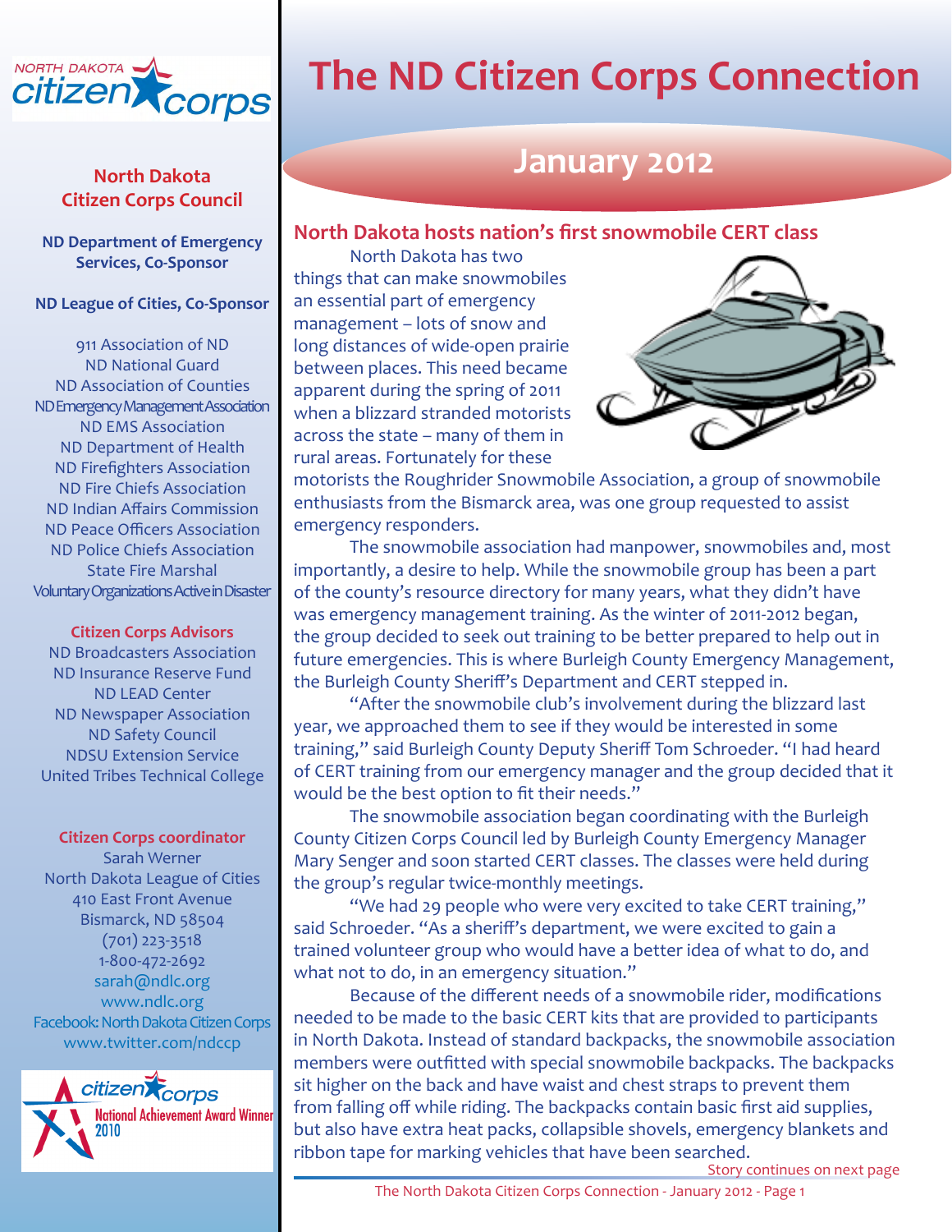# The ND Citizen Corps Connection

## January 2012

### North Dakota hosts nation's first snowmobile CERT class

North Dakota has two things that can make snowmobiles an essential part of emergency management – lots of snow and long distances of wide-open prairie between places. This need became apparent during the spring of 2011 when a blizzard stranded motorists across the state – many of them in rural areas. Fortunately for these motorists the Roughrider Snowmobile Association, a group of snowmobile enthusiasts from the Bismarck area, was one group requested to assist emergency responders.

The snowmobile association had manpower, snowmobiles and, most importantly, a desire to help. While the snowmobile group has been a part of the county's resource directory for many years, what they didn't have was emergency management training. As the winter of 2011-2012 began, the group decided to seek out training to be better prepared to help out in future emergencies. This is where Burleigh County Emergency Management, the Burleigh County Sheriff's Department and CERT stepped in.

"After the snowmobile club's involvement during the blizzard last year, we approached them to see if they would be interested in some training," said Burleigh County Deputy Sheriff Tom Schroeder. "I had heard of CERT training from our emergency manager and the group decided that it would be the best option to fit their needs."

The snowmobile association began coordinating with the Burleigh County Citizen Corps Council led by Burleigh County Emergency Manager Mary Senger and soon started CERT classes. The classes were held during the group's regular twice-monthly meetings.

"We had 29 people who were very excited to take CERT training," said Schroeder. "As a sheriff's department, we were excited to gain a trained volunteer group who would have a better idea of what to do, and what not to do, in an emergency situation."

Because of the different needs of a snowmobile rider, modifications needed to be made to the basic CERT kits that are provided to participants in North Dakota. Instead of standard backpacks, the snowmobile association members were outfitted with special snowmobile backpacks. The backpacks sit higher on the back and have waist and chest straps to prevent them from falling off while riding. The backpacks contain basic first aid supplies, but also have extra heat packs, collapsible shovels, emergency blankets and ribbon tape for marking vehicles that have been searched.

Story continues on next page

---

**North Dakota Citizen Corps Council**

**ND Department of Emergency Services, Co-Sponsor**

**ND League of Cities, Co-Sponsor**

911 Association of ND
ND National Guard
ND Association of Counties
ND Emergency Management Association
ND EMS Association
ND Department of Health
ND Firefighters Association
ND Fire Chiefs Association
ND Indian Affairs Commission
ND Peace Officers Association
ND Police Chiefs Association
State Fire Marshal
Voluntary Organizations Active in Disaster

**Citizen Corps Advisors**

ND Broadcasters Association
ND Insurance Reserve Fund
ND LEAD Center
ND Newspaper Association
ND Safety Council
NDSU Extension Service
United Tribes Technical College

**Citizen Corps coordinator**

Sarah Werner
North Dakota League of Cities
410 East Front Avenue
Bismarck, ND 58504
(701) 223-3518
1-800-472-2692
sarah@ndlc.org
www.ndlc.org
Facebook: North Dakota Citizen Corps
www.twitter.com/ndccp

citizen corps National Achievement Award Winner 2010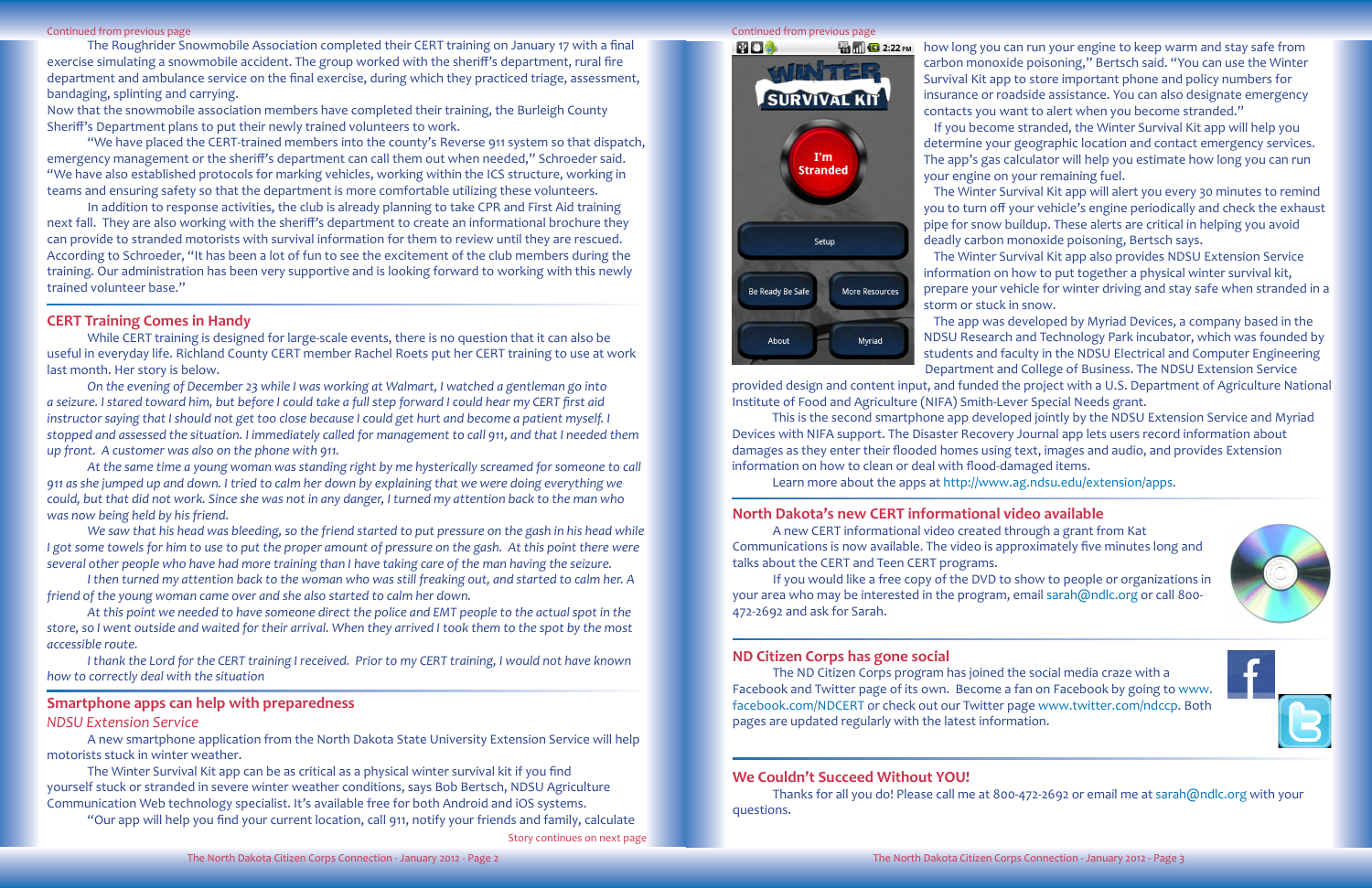Continued from previous page

The Roughrider Snowmobile Association completed their CERT training on January 17 with a final exercise simulating a snowmobile accident. The group worked with the sheriff's department, rural fire department and ambulance service on the final exercise, during which they practiced triage, assessment, bandaging, splinting and carrying.

Now that the snowmobile association members have completed their training, the Burleigh County Sheriff's Department plans to put their newly trained volunteers to work.

"We have placed the CERT-trained members into the county's Reverse 911 system so that dispatch, emergency management or the sheriff's department can call them out when needed," Schroeder said. "We have also established protocols for marking vehicles, working within the ICS structure, working in teams and ensuring safety so that the department is more comfortable utilizing these volunteers.

In addition to response activities, the club is already planning to take CPR and First Aid training next fall. They are also working with the sheriff's department to create an informational brochure they can provide to stranded motorists with survival information for them to review until they are rescued. According to Schroeder, "It has been a lot of fun to see the excitement of the club members during the training. Our administration has been very supportive and is looking forward to working with this newly trained volunteer base."

## CERT Training Comes in Handy

While CERT training is designed for large-scale events, there is no question that it can also be useful in everyday life. Richland County CERT member Rachel Roets put her CERT training to use at work last month. Her story is below.

*On the evening of December 23 while I was working at Walmart, I watched a gentleman go into a seizure. I stared toward him, but before I could take a full step forward I could hear my CERT first aid instructor saying that I should not get too close because I could get hurt and become a patient myself. I stopped and assessed the situation. I immediately called for management to call 911, and that I needed them up front. A customer was also on the phone with 911.*

*At the same time a young woman was standing right by me hysterically screamed for someone to call 911 as she jumped up and down. I tried to calm her down by explaining that we were doing everything we could, but that did not work. Since she was not in any danger, I turned my attention back to the man who was now being held by his friend.*

*We saw that his head was bleeding, so the friend started to put pressure on the gash in his head while I got some towels for him to use to put the proper amount of pressure on the gash. At this point there were several other people who have had more training than I have taking care of the man having the seizure.*

*I then turned my attention back to the woman who was still freaking out, and started to calm her. A friend of the young woman came over and she also started to calm her down.*

*At this point we needed to have someone direct the police and EMT people to the actual spot in the store, so I went outside and waited for their arrival. When they arrived I took them to the spot by the most accessible route.*

*I thank the Lord for the CERT training I received. Prior to my CERT training, I would not have known how to correctly deal with the situation*

## Smartphone apps can help with preparedness

*NDSU Extension Service*

A new smartphone application from the North Dakota State University Extension Service will help motorists stuck in winter weather.

The Winter Survival Kit app can be as critical as a physical winter survival kit if you find yourself stuck or stranded in severe winter weather conditions, says Bob Bertsch, NDSU Agriculture Communication Web technology specialist. It's available free for both Android and iOS systems.

"Our app will help you find your current location, call 911, notify your friends and family, calculate how long you can run your engine to keep warm and stay safe from carbon monoxide poisoning," Bertsch said. "You can use the Winter Survival Kit app to store important phone and policy numbers for insurance or roadside assistance. You can also designate emergency contacts you want to alert when you become stranded."

If you become stranded, the Winter Survival Kit app will help you determine your geographic location and contact emergency services. The app's gas calculator will help you estimate how long you can run your engine on your remaining fuel.

The Winter Survival Kit app will alert you every 30 minutes to remind you to turn off your vehicle's engine periodically and check the exhaust pipe for snow buildup. These alerts are critical in helping you avoid deadly carbon monoxide poisoning, Bertsch says.

The Winter Survival Kit app also provides NDSU Extension Service information on how to put together a physical winter survival kit, prepare your vehicle for winter driving and stay safe when stranded in a storm or stuck in snow.

The app was developed by Myriad Devices, a company based in the NDSU Research and Technology Park incubator, which was founded by students and faculty in the NDSU Electrical and Computer Engineering Department and College of Business. The NDSU Extension Service provided design and content input, and funded the project with a U.S. Department of Agriculture National Institute of Food and Agriculture (NIFA) Smith-Lever Special Needs grant.

This is the second smartphone app developed jointly by the NDSU Extension Service and Myriad Devices with NIFA support. The Disaster Recovery Journal app lets users record information about damages as they enter their flooded homes using text, images and audio, and provides Extension information on how to clean or deal with flood-damaged items.

Learn more about the apps at http://www.ag.ndsu.edu/extension/apps.

## North Dakota's new CERT informational video available

A new CERT informational video created through a grant from Kat Communications is now available. The video is approximately five minutes long and talks about the CERT and Teen CERT programs.

If you would like a free copy of the DVD to show to people or organizations in your area who may be interested in the program, email sarah@ndlc.org or call 800-472-2692 and ask for Sarah.

## ND Citizen Corps has gone social

The ND Citizen Corps program has joined the social media craze with a Facebook and Twitter page of its own. Become a fan on Facebook by going to www.facebook.com/NDCERT or check out our Twitter page www.twitter.com/ndccp. Both pages are updated regularly with the latest information.

## We Couldn't Succeed Without YOU!

Thanks for all you do! Please call me at 800-472-2692 or email me at sarah@ndlc.org with your questions.